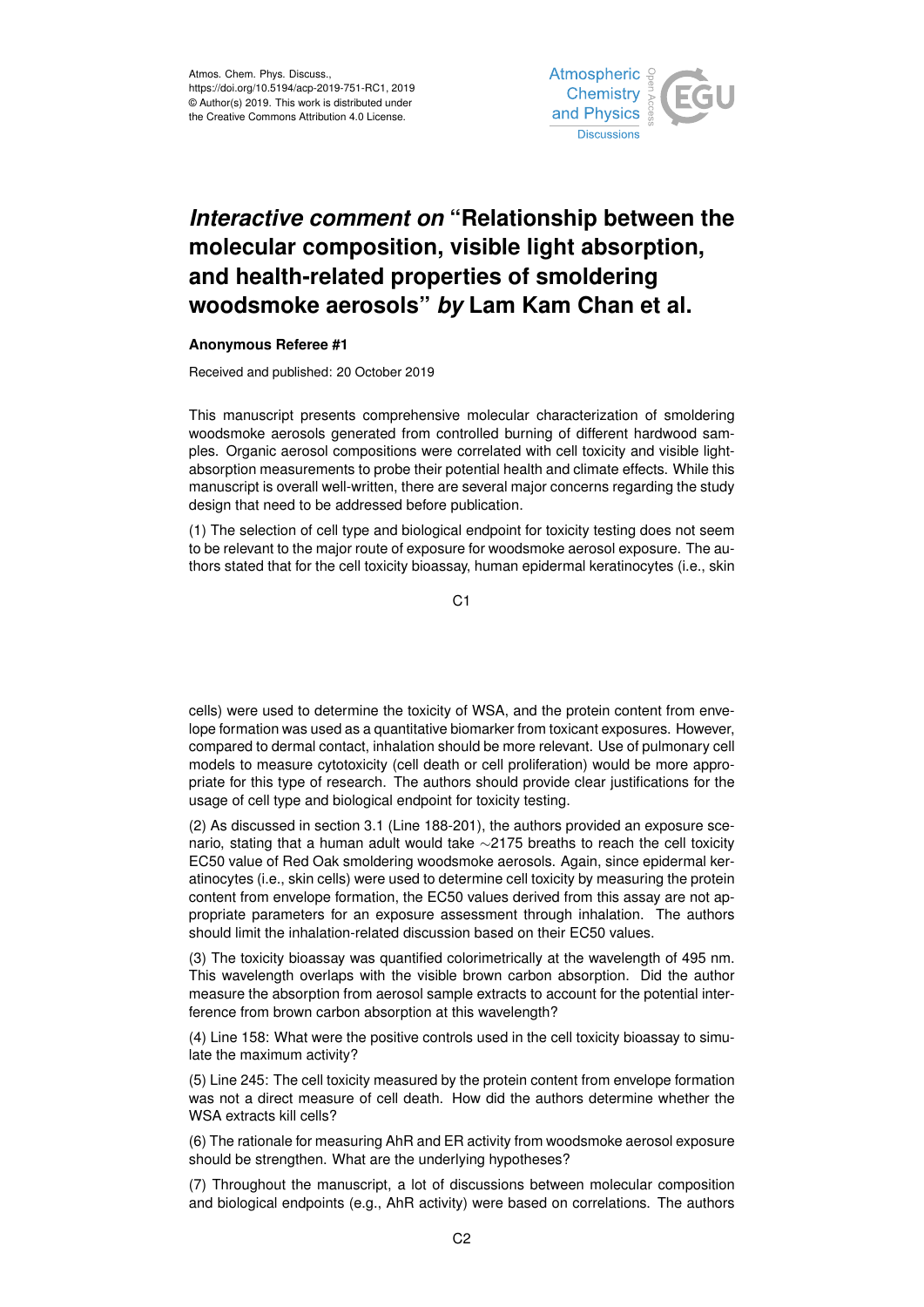Atmos. Chem. Phys. Discuss.,
https://doi.org/10.5194/acp-2019-751-RC1, 2019
© Author(s) 2019. This work is distributed under
the Creative Commons Attribution 4.0 License.

# *Interactive comment on* "Relationship between the molecular composition, visible light absorption, and health-related properties of smoldering woodsmoke aerosols" *by* Lam Kam Chan et al.

**Anonymous Referee #1**

Received and published: 20 October 2019

This manuscript presents comprehensive molecular characterization of smoldering woodsmoke aerosols generated from controlled burning of different hardwood samples. Organic aerosol compositions were correlated with cell toxicity and visible light-absorption measurements to probe their potential health and climate effects. While this manuscript is overall well-written, there are several major concerns regarding the study design that need to be addressed before publication.

(1) The selection of cell type and biological endpoint for toxicity testing does not seem to be relevant to the major route of exposure for woodsmoke aerosol exposure. The authors stated that for the cell toxicity bioassay, human epidermal keratinocytes (i.e., skin cells) were used to determine the toxicity of WSA, and the protein content from envelope formation was used as a quantitative biomarker from toxicant exposures. However, compared to dermal contact, inhalation should be more relevant. Use of pulmonary cell models to measure cytotoxicity (cell death or cell proliferation) would be more appropriate for this type of research. The authors should provide clear justifications for the usage of cell type and biological endpoint for toxicity testing.

(2) As discussed in section 3.1 (Line 188-201), the authors provided an exposure scenario, stating that a human adult would take ~2175 breaths to reach the cell toxicity EC50 value of Red Oak smoldering woodsmoke aerosols. Again, since epidermal keratinocytes (i.e., skin cells) were used to determine cell toxicity by measuring the protein content from envelope formation, the EC50 values derived from this assay are not appropriate parameters for an exposure assessment through inhalation. The authors should limit the inhalation-related discussion based on their EC50 values.

(3) The toxicity bioassay was quantified colorimetrically at the wavelength of 495 nm. This wavelength overlaps with the visible brown carbon absorption. Did the author measure the absorption from aerosol sample extracts to account for the potential interference from brown carbon absorption at this wavelength?

(4) Line 158: What were the positive controls used in the cell toxicity bioassay to simulate the maximum activity?

(5) Line 245: The cell toxicity measured by the protein content from envelope formation was not a direct measure of cell death. How did the authors determine whether the WSA extracts kill cells?

(6) The rationale for measuring AhR and ER activity from woodsmoke aerosol exposure should be strengthen. What are the underlying hypotheses?

(7) Throughout the manuscript, a lot of discussions between molecular composition and biological endpoints (e.g., AhR activity) were based on correlations. The authors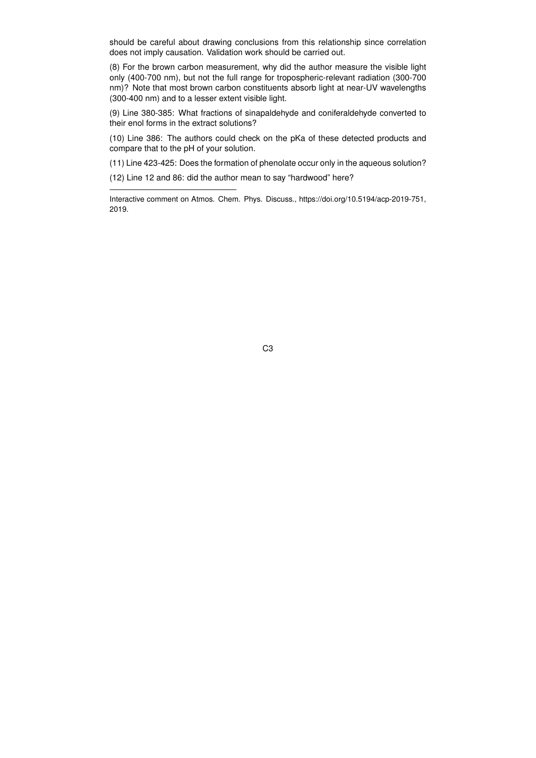should be careful about drawing conclusions from this relationship since correlation does not imply causation. Validation work should be carried out.

(8) For the brown carbon measurement, why did the author measure the visible light only (400-700 nm), but not the full range for tropospheric-relevant radiation (300-700 nm)? Note that most brown carbon constituents absorb light at near-UV wavelengths (300-400 nm) and to a lesser extent visible light.

(9) Line 380-385: What fractions of sinapaldehyde and coniferaldehyde converted to their enol forms in the extract solutions?

(10) Line 386: The authors could check on the pKa of these detected products and compare that to the pH of your solution.

(11) Line 423-425: Does the formation of phenolate occur only in the aqueous solution?

(12) Line 12 and 86: did the author mean to say "hardwood" here?

---

Interactive comment on Atmos. Chem. Phys. Discuss., https://doi.org/10.5194/acp-2019-751, 2019.